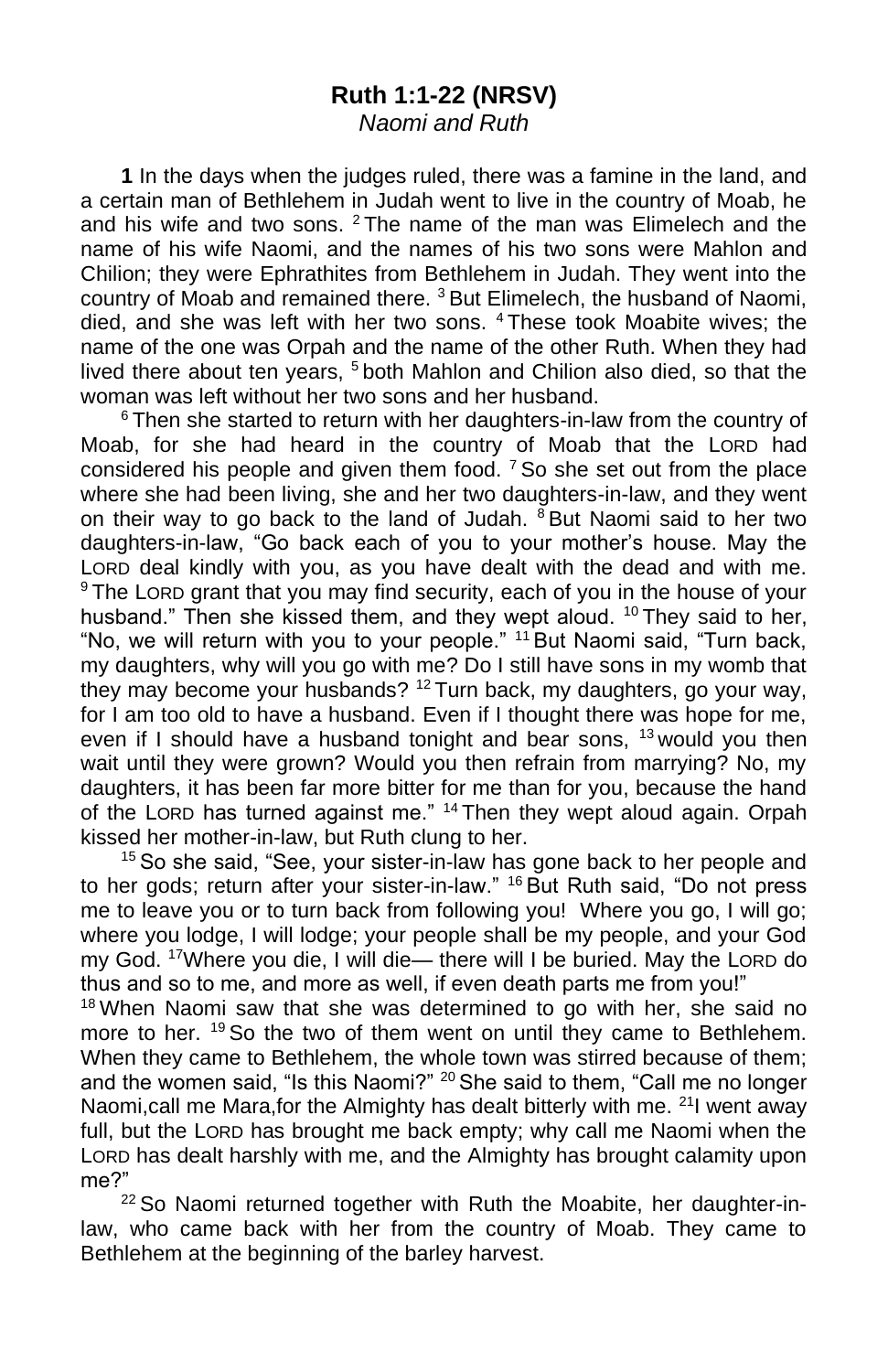## Ruth 1:1-22 (NRSV)

*Naomi and Ruth*

**1** In the days when the judges ruled, there was a famine in the land, and a certain man of Bethlehem in Judah went to live in the country of Moab, he and his wife and two sons. [2] The name of the man was Elimelech and the name of his wife Naomi, and the names of his two sons were Mahlon and Chilion; they were Ephrathites from Bethlehem in Judah. They went into the country of Moab and remained there. [3] But Elimelech, the husband of Naomi, died, and she was left with her two sons. [4] These took Moabite wives; the name of the one was Orpah and the name of the other Ruth. When they had lived there about ten years, [5] both Mahlon and Chilion also died, so that the woman was left without her two sons and her husband.

[6] Then she started to return with her daughters-in-law from the country of Moab, for she had heard in the country of Moab that the LORD had considered his people and given them food. [7] So she set out from the place where she had been living, she and her two daughters-in-law, and they went on their way to go back to the land of Judah. [8] But Naomi said to her two daughters-in-law, "Go back each of you to your mother's house. May the LORD deal kindly with you, as you have dealt with the dead and with me. [9] The LORD grant that you may find security, each of you in the house of your husband." Then she kissed them, and they wept aloud. [10] They said to her, "No, we will return with you to your people." [11] But Naomi said, "Turn back, my daughters, why will you go with me? Do I still have sons in my womb that they may become your husbands? [12] Turn back, my daughters, go your way, for I am too old to have a husband. Even if I thought there was hope for me, even if I should have a husband tonight and bear sons, [13] would you then wait until they were grown? Would you then refrain from marrying? No, my daughters, it has been far more bitter for me than for you, because the hand of the LORD has turned against me." [14] Then they wept aloud again. Orpah kissed her mother-in-law, but Ruth clung to her.

[15] So she said, "See, your sister-in-law has gone back to her people and to her gods; return after your sister-in-law." [16] But Ruth said, "Do not press me to leave you or to turn back from following you! Where you go, I will go; where you lodge, I will lodge; your people shall be my people, and your God my God. [17] Where you die, I will die— there will I be buried. May the LORD do thus and so to me, and more as well, if even death parts me from you!"

[18] When Naomi saw that she was determined to go with her, she said no more to her. [19] So the two of them went on until they came to Bethlehem. When they came to Bethlehem, the whole town was stirred because of them; and the women said, "Is this Naomi?" [20] She said to them, "Call me no longer Naomi,call me Mara,for the Almighty has dealt bitterly with me. [21] I went away full, but the LORD has brought me back empty; why call me Naomi when the LORD has dealt harshly with me, and the Almighty has brought calamity upon me?"

[22] So Naomi returned together with Ruth the Moabite, her daughter-in-law, who came back with her from the country of Moab. They came to Bethlehem at the beginning of the barley harvest.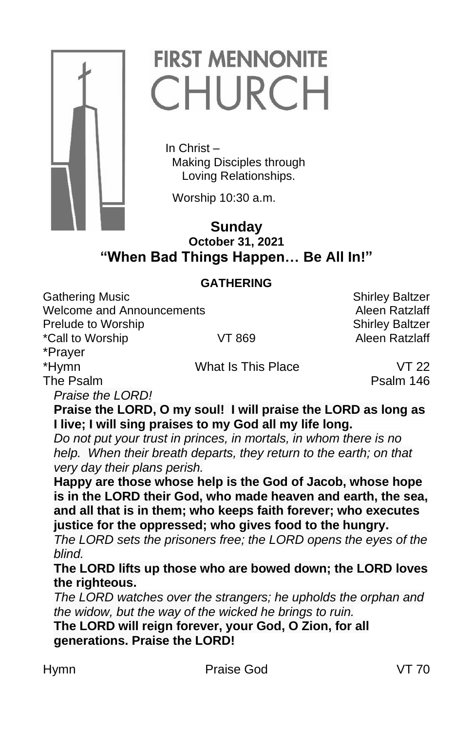# FIRST MENNONITE CHURCH

In Christ –
Making Disciples through
Loving Relationships.

Worship 10:30 a.m.

**Sunday**
**October 31, 2021**

## "When Bad Things Happen… Be All In!"

### GATHERING

| | | |
|---|---|---|
| Gathering Music | | Shirley Baltzer |
| Welcome and Announcements | | Aleen Ratzlaff |
| Prelude to Worship | | Shirley Baltzer |
| *Call to Worship | VT 869 | Aleen Ratzlaff |
| *Prayer | | |
| *Hymn | What Is This Place | VT 22 |
| The Psalm | | Psalm 146 |

*Praise the LORD!*

**Praise the LORD, O my soul! I will praise the LORD as long as I live; I will sing praises to my God all my life long.**

*Do not put your trust in princes, in mortals, in whom there is no help. When their breath departs, they return to the earth; on that very day their plans perish.*

**Happy are those whose help is the God of Jacob, whose hope is in the LORD their God, who made heaven and earth, the sea, and all that is in them; who keeps faith forever; who executes justice for the oppressed; who gives food to the hungry.**

*The LORD sets the prisoners free; the LORD opens the eyes of the blind.*

**The LORD lifts up those who are bowed down; the LORD loves the righteous.**

*The LORD watches over the strangers; he upholds the orphan and the widow, but the way of the wicked he brings to ruin.*

**The LORD will reign forever, your God, O Zion, for all generations. Praise the LORD!**

| | | |
|---|---|---|
| Hymn | Praise God | VT 70 |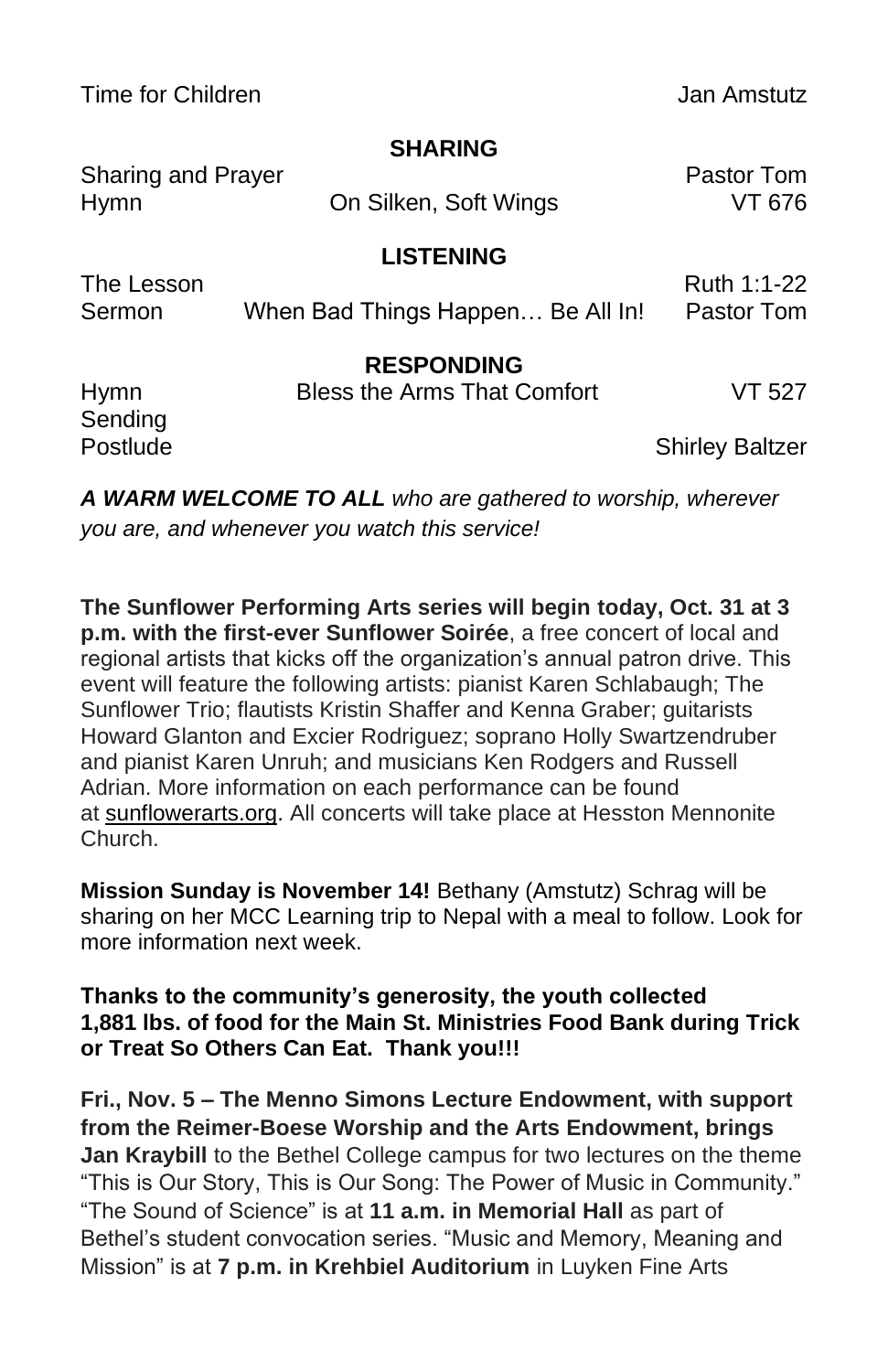| | | |
|---|---|---|
| Time for Children | | Jan Amstutz |

**SHARING**

| | | |
|---|---|---|
| Sharing and Prayer | | Pastor Tom |
| Hymn | On Silken, Soft Wings | VT 676 |

**LISTENING**

| | | |
|---|---|---|
| The Lesson | | Ruth 1:1-22 |
| Sermon | When Bad Things Happen… Be All In! | Pastor Tom |

**RESPONDING**

| | | |
|---|---|---|
| Hymn | Bless the Arms That Comfort | VT 527 |
| Sending | | |
| Postlude | | Shirley Baltzer |

***A WARM WELCOME TO ALL** who are gathered to worship, wherever you are, and whenever you watch this service!*

**The Sunflower Performing Arts series will begin today, Oct. 31 at 3 p.m. with the first-ever Sunflower Soirée**, a free concert of local and regional artists that kicks off the organization's annual patron drive. This event will feature the following artists: pianist Karen Schlabaugh; The Sunflower Trio; flautists Kristin Shaffer and Kenna Graber; guitarists Howard Glanton and Excier Rodriguez; soprano Holly Swartzendruber and pianist Karen Unruh; and musicians Ken Rodgers and Russell Adrian. More information on each performance can be found at sunflowerarts.org. All concerts will take place at Hesston Mennonite Church.

**Mission Sunday is November 14!** Bethany (Amstutz) Schrag will be sharing on her MCC Learning trip to Nepal with a meal to follow. Look for more information next week.

**Thanks to the community's generosity, the youth collected 1,881 lbs. of food for the Main St. Ministries Food Bank during Trick or Treat So Others Can Eat. Thank you!!!**

**Fri., Nov. 5 – The Menno Simons Lecture Endowment, with support from the Reimer-Boese Worship and the Arts Endowment, brings Jan Kraybill** to the Bethel College campus for two lectures on the theme "This is Our Story, This is Our Song: The Power of Music in Community." "The Sound of Science" is at **11 a.m. in Memorial Hall** as part of Bethel's student convocation series. "Music and Memory, Meaning and Mission" is at **7 p.m. in Krehbiel Auditorium** in Luyken Fine Arts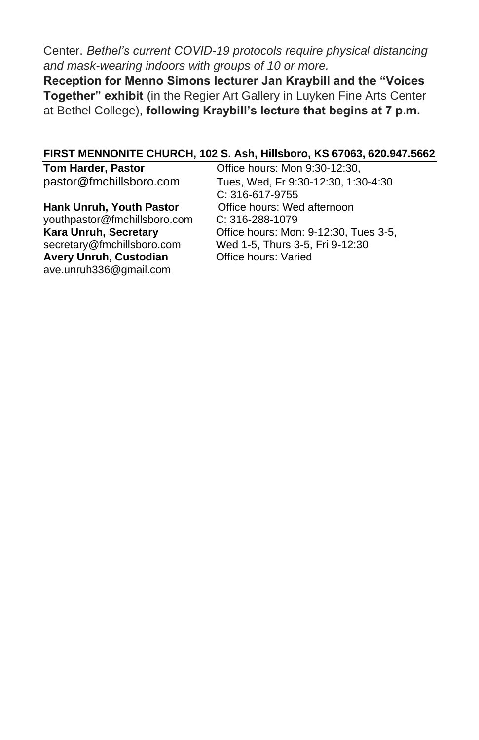Center. *Bethel's current COVID-19 protocols require physical distancing and mask-wearing indoors with groups of 10 or more.*
**Reception for Menno Simons lecturer Jan Kraybill and the "Voices Together" exhibit** (in the Regier Art Gallery in Luyken Fine Arts Center at Bethel College), **following Kraybill's lecture that begins at 7 p.m.**

**FIRST MENNONITE CHURCH, 102 S. Ash, Hillsboro, KS 67063, 620.947.5662**

| | |
|---|---|
| **Tom Harder, Pastor** | Office hours: Mon 9:30-12:30, |
| pastor@fmchillsboro.com | Tues, Wed, Fr 9:30-12:30, 1:30-4:30 |
| | C: 316-617-9755 |
| **Hank Unruh, Youth Pastor** | Office hours: Wed afternoon |
| youthpastor@fmchillsboro.com | C: 316-288-1079 |
| **Kara Unruh, Secretary** | Office hours: Mon: 9-12:30, Tues 3-5, |
| secretary@fmchillsboro.com | Wed 1-5, Thurs 3-5, Fri 9-12:30 |
| **Avery Unruh, Custodian** | Office hours: Varied |
| ave.unruh336@gmail.com | |